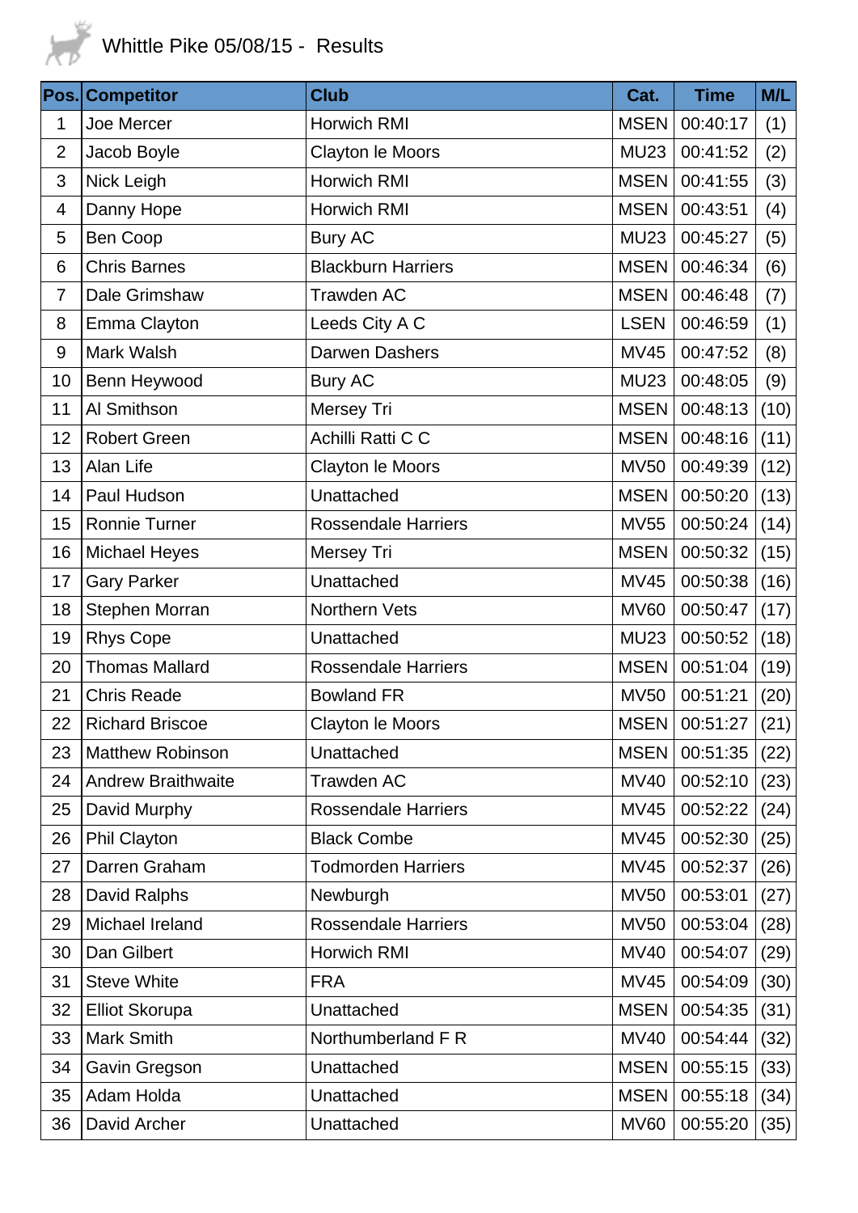# Whittle Pike 05/08/15 - Results

| Pos. | Competitor | Club | Cat. | Time | M/L |
|---|---|---|---|---|---|
| 1 | Joe Mercer | Horwich RMI | MSEN | 00:40:17 | (1) |
| 2 | Jacob Boyle | Clayton le Moors | MU23 | 00:41:52 | (2) |
| 3 | Nick Leigh | Horwich RMI | MSEN | 00:41:55 | (3) |
| 4 | Danny Hope | Horwich RMI | MSEN | 00:43:51 | (4) |
| 5 | Ben Coop | Bury AC | MU23 | 00:45:27 | (5) |
| 6 | Chris Barnes | Blackburn Harriers | MSEN | 00:46:34 | (6) |
| 7 | Dale Grimshaw | Trawden AC | MSEN | 00:46:48 | (7) |
| 8 | Emma Clayton | Leeds City A C | LSEN | 00:46:59 | (1) |
| 9 | Mark Walsh | Darwen Dashers | MV45 | 00:47:52 | (8) |
| 10 | Benn Heywood | Bury AC | MU23 | 00:48:05 | (9) |
| 11 | Al Smithson | Mersey Tri | MSEN | 00:48:13 | (10) |
| 12 | Robert Green | Achilli Ratti C C | MSEN | 00:48:16 | (11) |
| 13 | Alan Life | Clayton le Moors | MV50 | 00:49:39 | (12) |
| 14 | Paul Hudson | Unattached | MSEN | 00:50:20 | (13) |
| 15 | Ronnie Turner | Rossendale Harriers | MV55 | 00:50:24 | (14) |
| 16 | Michael Heyes | Mersey Tri | MSEN | 00:50:32 | (15) |
| 17 | Gary Parker | Unattached | MV45 | 00:50:38 | (16) |
| 18 | Stephen Morran | Northern Vets | MV60 | 00:50:47 | (17) |
| 19 | Rhys Cope | Unattached | MU23 | 00:50:52 | (18) |
| 20 | Thomas Mallard | Rossendale Harriers | MSEN | 00:51:04 | (19) |
| 21 | Chris Reade | Bowland FR | MV50 | 00:51:21 | (20) |
| 22 | Richard Briscoe | Clayton le Moors | MSEN | 00:51:27 | (21) |
| 23 | Matthew Robinson | Unattached | MSEN | 00:51:35 | (22) |
| 24 | Andrew Braithwaite | Trawden AC | MV40 | 00:52:10 | (23) |
| 25 | David Murphy | Rossendale Harriers | MV45 | 00:52:22 | (24) |
| 26 | Phil Clayton | Black Combe | MV45 | 00:52:30 | (25) |
| 27 | Darren Graham | Todmorden Harriers | MV45 | 00:52:37 | (26) |
| 28 | David Ralphs | Newburgh | MV50 | 00:53:01 | (27) |
| 29 | Michael Ireland | Rossendale Harriers | MV50 | 00:53:04 | (28) |
| 30 | Dan Gilbert | Horwich RMI | MV40 | 00:54:07 | (29) |
| 31 | Steve White | FRA | MV45 | 00:54:09 | (30) |
| 32 | Elliot Skorupa | Unattached | MSEN | 00:54:35 | (31) |
| 33 | Mark Smith | Northumberland F R | MV40 | 00:54:44 | (32) |
| 34 | Gavin Gregson | Unattached | MSEN | 00:55:15 | (33) |
| 35 | Adam Holda | Unattached | MSEN | 00:55:18 | (34) |
| 36 | David Archer | Unattached | MV60 | 00:55:20 | (35) |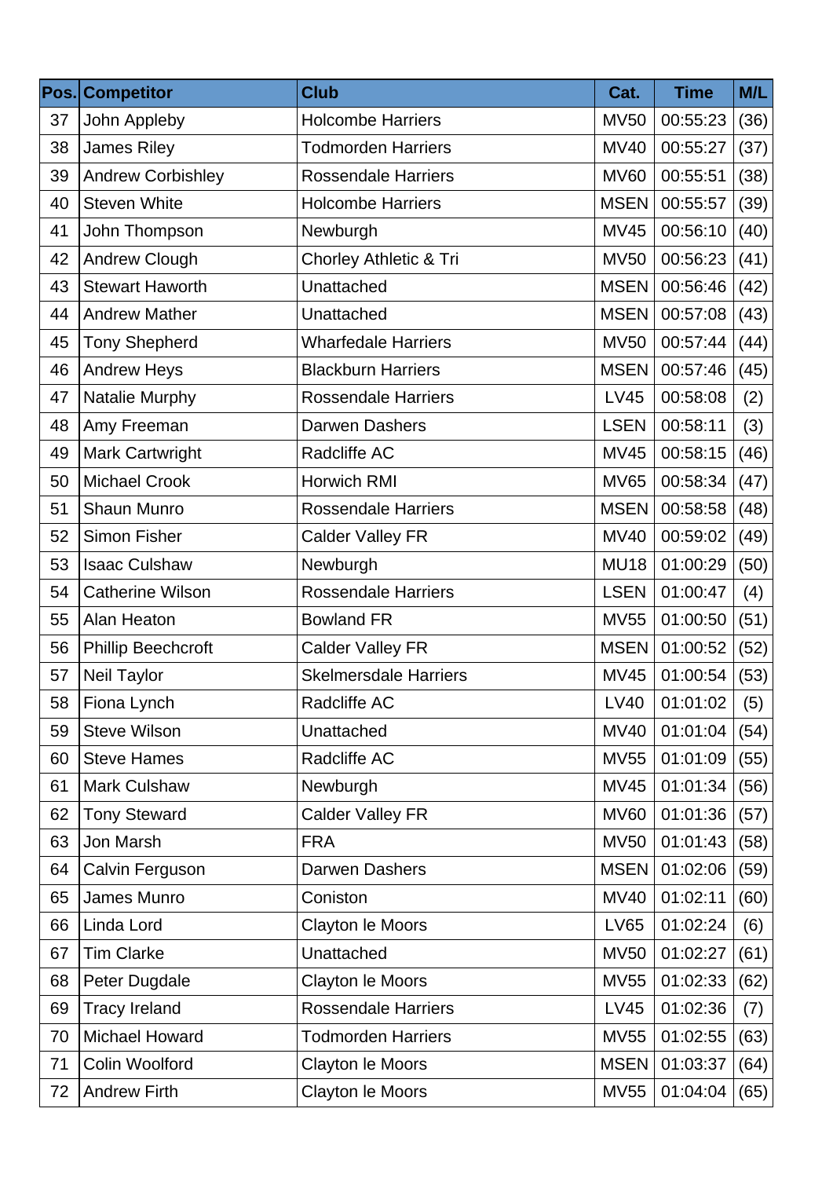| Pos. | Competitor | Club | Cat. | Time | M/L |
|---|---|---|---|---|---|
| 37 | John Appleby | Holcombe Harriers | MV50 | 00:55:23 | (36) |
| 38 | James Riley | Todmorden Harriers | MV40 | 00:55:27 | (37) |
| 39 | Andrew Corbishley | Rossendale Harriers | MV60 | 00:55:51 | (38) |
| 40 | Steven White | Holcombe Harriers | MSEN | 00:55:57 | (39) |
| 41 | John Thompson | Newburgh | MV45 | 00:56:10 | (40) |
| 42 | Andrew Clough | Chorley Athletic & Tri | MV50 | 00:56:23 | (41) |
| 43 | Stewart Haworth | Unattached | MSEN | 00:56:46 | (42) |
| 44 | Andrew Mather | Unattached | MSEN | 00:57:08 | (43) |
| 45 | Tony Shepherd | Wharfedale Harriers | MV50 | 00:57:44 | (44) |
| 46 | Andrew Heys | Blackburn Harriers | MSEN | 00:57:46 | (45) |
| 47 | Natalie Murphy | Rossendale Harriers | LV45 | 00:58:08 | (2) |
| 48 | Amy Freeman | Darwen Dashers | LSEN | 00:58:11 | (3) |
| 49 | Mark Cartwright | Radcliffe AC | MV45 | 00:58:15 | (46) |
| 50 | Michael Crook | Horwich RMI | MV65 | 00:58:34 | (47) |
| 51 | Shaun Munro | Rossendale Harriers | MSEN | 00:58:58 | (48) |
| 52 | Simon Fisher | Calder Valley FR | MV40 | 00:59:02 | (49) |
| 53 | Isaac Culshaw | Newburgh | MU18 | 01:00:29 | (50) |
| 54 | Catherine Wilson | Rossendale Harriers | LSEN | 01:00:47 | (4) |
| 55 | Alan Heaton | Bowland FR | MV55 | 01:00:50 | (51) |
| 56 | Phillip Beechcroft | Calder Valley FR | MSEN | 01:00:52 | (52) |
| 57 | Neil Taylor | Skelmersdale Harriers | MV45 | 01:00:54 | (53) |
| 58 | Fiona Lynch | Radcliffe AC | LV40 | 01:01:02 | (5) |
| 59 | Steve Wilson | Unattached | MV40 | 01:01:04 | (54) |
| 60 | Steve Hames | Radcliffe AC | MV55 | 01:01:09 | (55) |
| 61 | Mark Culshaw | Newburgh | MV45 | 01:01:34 | (56) |
| 62 | Tony Steward | Calder Valley FR | MV60 | 01:01:36 | (57) |
| 63 | Jon Marsh | FRA | MV50 | 01:01:43 | (58) |
| 64 | Calvin Ferguson | Darwen Dashers | MSEN | 01:02:06 | (59) |
| 65 | James Munro | Coniston | MV40 | 01:02:11 | (60) |
| 66 | Linda Lord | Clayton le Moors | LV65 | 01:02:24 | (6) |
| 67 | Tim Clarke | Unattached | MV50 | 01:02:27 | (61) |
| 68 | Peter Dugdale | Clayton le Moors | MV55 | 01:02:33 | (62) |
| 69 | Tracy Ireland | Rossendale Harriers | LV45 | 01:02:36 | (7) |
| 70 | Michael Howard | Todmorden Harriers | MV55 | 01:02:55 | (63) |
| 71 | Colin Woolford | Clayton le Moors | MSEN | 01:03:37 | (64) |
| 72 | Andrew Firth | Clayton le Moors | MV55 | 01:04:04 | (65) |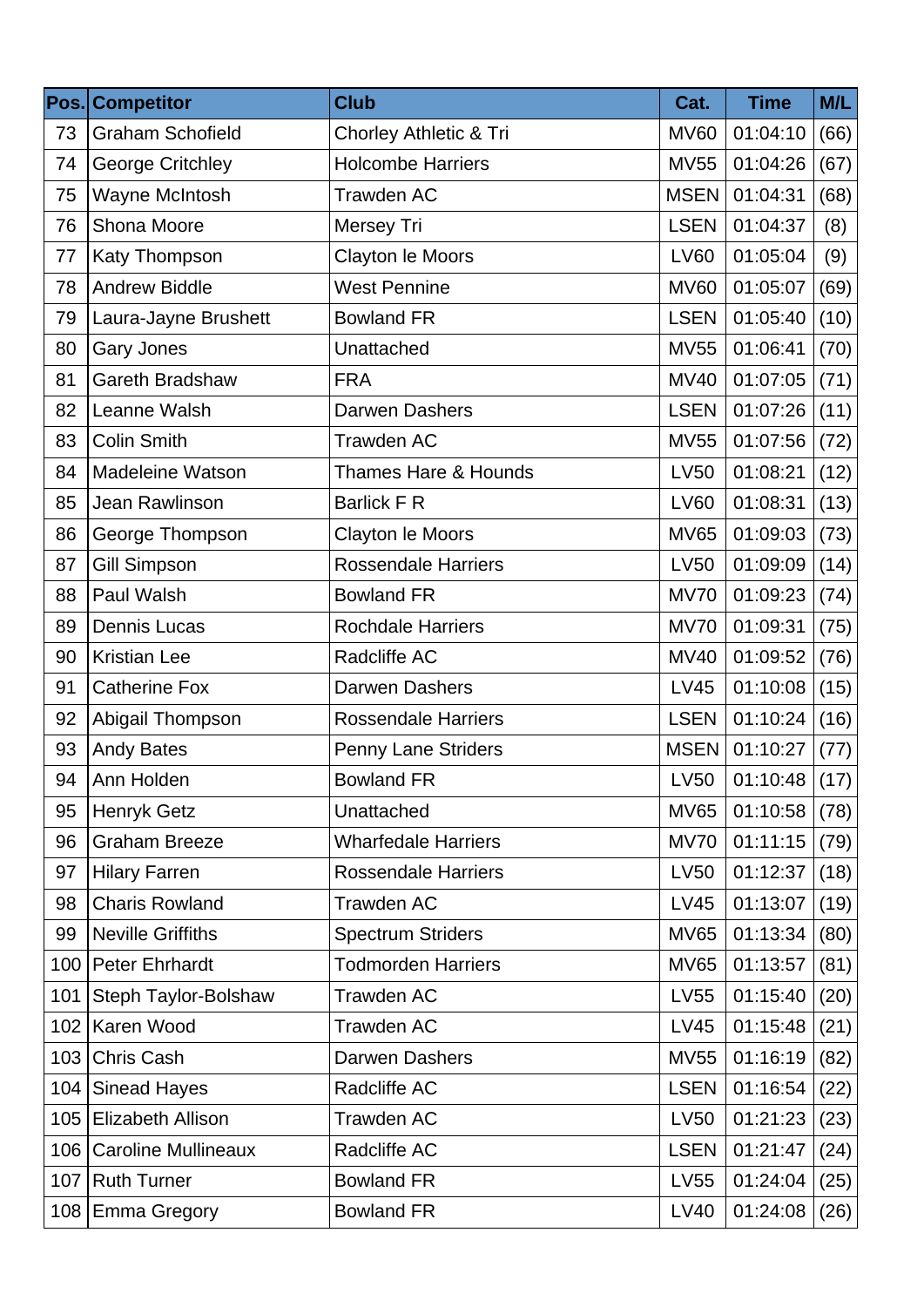| Pos. | Competitor | Club | Cat. | Time | M/L |
|---|---|---|---|---|---|
| 73 | Graham Schofield | Chorley Athletic & Tri | MV60 | 01:04:10 | (66) |
| 74 | George Critchley | Holcombe Harriers | MV55 | 01:04:26 | (67) |
| 75 | Wayne McIntosh | Trawden AC | MSEN | 01:04:31 | (68) |
| 76 | Shona Moore | Mersey Tri | LSEN | 01:04:37 | (8) |
| 77 | Katy Thompson | Clayton le Moors | LV60 | 01:05:04 | (9) |
| 78 | Andrew Biddle | West Pennine | MV60 | 01:05:07 | (69) |
| 79 | Laura-Jayne Brushett | Bowland FR | LSEN | 01:05:40 | (10) |
| 80 | Gary Jones | Unattached | MV55 | 01:06:41 | (70) |
| 81 | Gareth Bradshaw | FRA | MV40 | 01:07:05 | (71) |
| 82 | Leanne Walsh | Darwen Dashers | LSEN | 01:07:26 | (11) |
| 83 | Colin Smith | Trawden AC | MV55 | 01:07:56 | (72) |
| 84 | Madeleine Watson | Thames Hare & Hounds | LV50 | 01:08:21 | (12) |
| 85 | Jean Rawlinson | Barlick F R | LV60 | 01:08:31 | (13) |
| 86 | George Thompson | Clayton le Moors | MV65 | 01:09:03 | (73) |
| 87 | Gill Simpson | Rossendale Harriers | LV50 | 01:09:09 | (14) |
| 88 | Paul Walsh | Bowland FR | MV70 | 01:09:23 | (74) |
| 89 | Dennis Lucas | Rochdale Harriers | MV70 | 01:09:31 | (75) |
| 90 | Kristian Lee | Radcliffe AC | MV40 | 01:09:52 | (76) |
| 91 | Catherine Fox | Darwen Dashers | LV45 | 01:10:08 | (15) |
| 92 | Abigail Thompson | Rossendale Harriers | LSEN | 01:10:24 | (16) |
| 93 | Andy Bates | Penny Lane Striders | MSEN | 01:10:27 | (77) |
| 94 | Ann Holden | Bowland FR | LV50 | 01:10:48 | (17) |
| 95 | Henryk Getz | Unattached | MV65 | 01:10:58 | (78) |
| 96 | Graham Breeze | Wharfedale Harriers | MV70 | 01:11:15 | (79) |
| 97 | Hilary Farren | Rossendale Harriers | LV50 | 01:12:37 | (18) |
| 98 | Charis Rowland | Trawden AC | LV45 | 01:13:07 | (19) |
| 99 | Neville Griffiths | Spectrum Striders | MV65 | 01:13:34 | (80) |
| 100 | Peter Ehrhardt | Todmorden Harriers | MV65 | 01:13:57 | (81) |
| 101 | Steph Taylor-Bolshaw | Trawden AC | LV55 | 01:15:40 | (20) |
| 102 | Karen Wood | Trawden AC | LV45 | 01:15:48 | (21) |
| 103 | Chris Cash | Darwen Dashers | MV55 | 01:16:19 | (82) |
| 104 | Sinead Hayes | Radcliffe AC | LSEN | 01:16:54 | (22) |
| 105 | Elizabeth Allison | Trawden AC | LV50 | 01:21:23 | (23) |
| 106 | Caroline Mullineaux | Radcliffe AC | LSEN | 01:21:47 | (24) |
| 107 | Ruth Turner | Bowland FR | LV55 | 01:24:04 | (25) |
| 108 | Emma Gregory | Bowland FR | LV40 | 01:24:08 | (26) |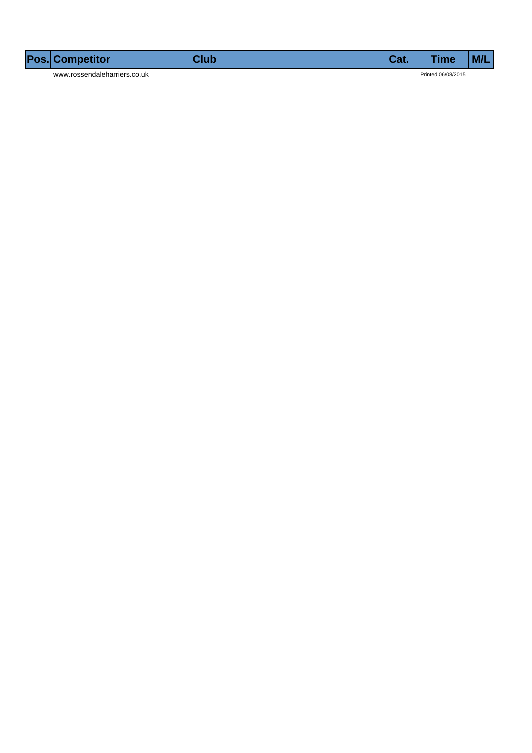| Pos. | Competitor | Club | Cat. | Time | M/L |
| --- | --- | --- | --- | --- | --- |